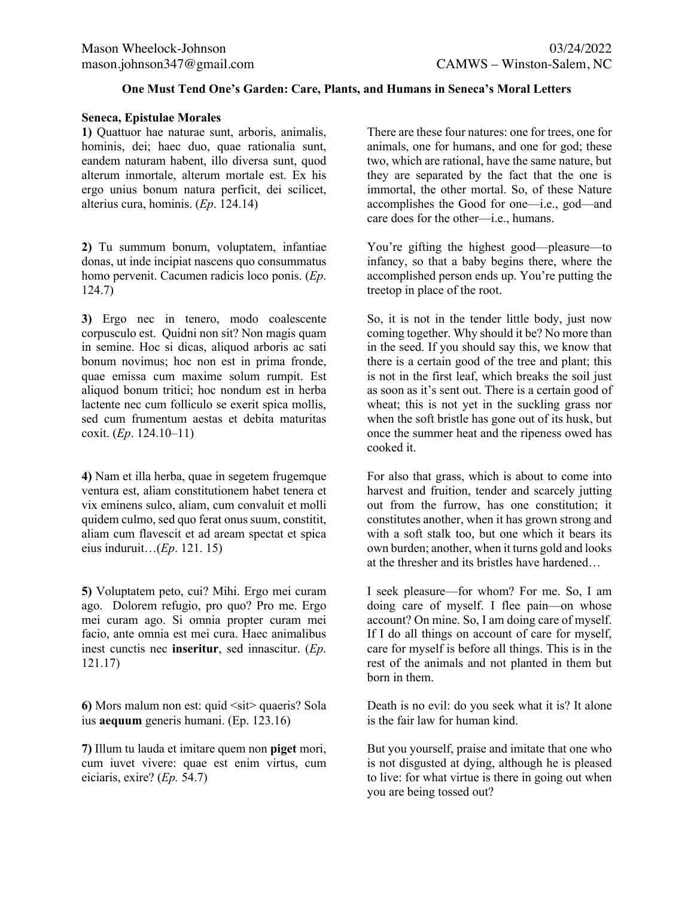Mason Wheelock-Johnson
mason.johnson347@gmail.com

03/24/2022
CAMWS – Winston-Salem, NC

### One Must Tend One's Garden: Care, Plants, and Humans in Seneca's Moral Letters

**Seneca, Epistulae Morales**

**1)** Quattuor hae naturae sunt, arboris, animalis, hominis, dei; haec duo, quae rationalia sunt, eandem naturam habent, illo diversa sunt, quod alterum inmortale, alterum mortale est. Ex his ergo unius bonum natura perficit, dei scilicet, alterius cura, hominis. (*Ep*. 124.14)

There are these four natures: one for trees, one for animals, one for humans, and one for god; these two, which are rational, have the same nature, but they are separated by the fact that the one is immortal, the other mortal. So, of these Nature accomplishes the Good for one—i.e., god—and care does for the other—i.e., humans.

**2)** Tu summum bonum, voluptatem, infantiae donas, ut inde incipiat nascens quo consummatus homo pervenit. Cacumen radicis loco ponis. (*Ep*. 124.7)

You're gifting the highest good—pleasure—to infancy, so that a baby begins there, where the accomplished person ends up. You're putting the treetop in place of the root.

**3)** Ergo nec in tenero, modo coalescente corpusculo est. Quidni non sit? Non magis quam in semine. Hoc si dicas, aliquod arboris ac sati bonum novimus; hoc non est in prima fronde, quae emissa cum maxime solum rumpit. Est aliquod bonum tritici; hoc nondum est in herba lactente nec cum folliculo se exerit spica mollis, sed cum frumentum aestas et debita maturitas coxit. (*Ep*. 124.10–11)

So, it is not in the tender little body, just now coming together. Why should it be? No more than in the seed. If you should say this, we know that there is a certain good of the tree and plant; this is not in the first leaf, which breaks the soil just as soon as it's sent out. There is a certain good of wheat; this is not yet in the suckling grass nor when the soft bristle has gone out of its husk, but once the summer heat and the ripeness owed has cooked it.

**4)** Nam et illa herba, quae in segetem frugemque ventura est, aliam constitutionem habet tenera et vix eminens sulco, aliam, cum convaluit et molli quidem culmo, sed quo ferat onus suum, constitit, aliam cum flavescit et ad aream spectat et spica eius induruit…(*Ep*. 121. 15)

For also that grass, which is about to come into harvest and fruition, tender and scarcely jutting out from the furrow, has one constitution; it constitutes another, when it has grown strong and with a soft stalk too, but one which it bears its own burden; another, when it turns gold and looks at the thresher and its bristles have hardened…

**5)** Voluptatem peto, cui? Mihi. Ergo mei curam ago. Dolorem refugio, pro quo? Pro me. Ergo mei curam ago. Si omnia propter curam mei facio, ante omnia est mei cura. Haec animalibus inest cunctis nec **inseritur**, sed innascitur. (*Ep*. 121.17)

I seek pleasure—for whom? For me. So, I am doing care of myself. I flee pain—on whose account? On mine. So, I am doing care of myself. If I do all things on account of care for myself, care for myself is before all things. This is in the rest of the animals and not planted in them but born in them.

**6)** Mors malum non est: quid <sit> quaeris? Sola ius **aequum** generis humani. (Ep. 123.16)

Death is no evil: do you seek what it is? It alone is the fair law for human kind.

**7)** Illum tu lauda et imitare quem non **piget** mori, cum iuvet vivere: quae est enim virtus, cum eiciaris, exire? (*Ep.* 54.7)

But you yourself, praise and imitate that one who is not disgusted at dying, although he is pleased to live: for what virtue is there in going out when you are being tossed out?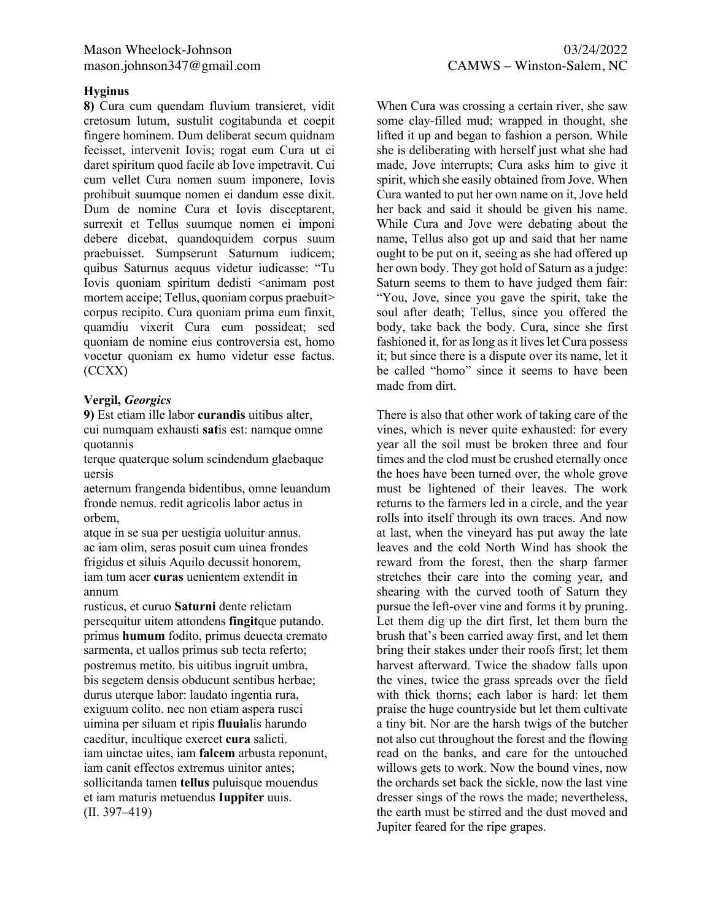### Hyginus

**8)** Cura cum quendam fluvium transieret, vidit cretosum lutum, sustulit cogitabunda et coepit fingere hominem. Dum deliberat secum quidnam fecisset, intervenit Iovis; rogat eum Cura ut ei daret spiritum quod facile ab Iove impetravit. Cui cum vellet Cura nomen suum imponere, Iovis prohibuit suumque nomen ei dandum esse dixit. Dum de nomine Cura et Iovis disceptarent, surrexit et Tellus suumque nomen ei imponi debere dicebat, quandoquidem corpus suum praebuisset. Sumpserunt Saturnum iudicem; quibus Saturnus aequus videtur iudicasse: "Tu Iovis quoniam spiritum dedisti <animam post mortem accipe; Tellus, quoniam corpus praebuit> corpus recipito. Cura quoniam prima eum finxit, quamdiu vixerit Cura eum possideat; sed quoniam de nomine eius controversia est, homo vocetur quoniam ex humo videtur esse factus. (CCXX)

When Cura was crossing a certain river, she saw some clay-filled mud; wrapped in thought, she lifted it up and began to fashion a person. While she is deliberating with herself just what she had made, Jove interrupts; Cura asks him to give it spirit, which she easily obtained from Jove. When Cura wanted to put her own name on it, Jove held her back and said it should be given his name. While Cura and Jove were debating about the name, Tellus also got up and said that her name ought to be put on it, seeing as she had offered up her own body. They got hold of Saturn as a judge: Saturn seems to them to have judged them fair: "You, Jove, since you gave the spirit, take the soul after death; Tellus, since you offered the body, take back the body. Cura, since she first fashioned it, for as long as it lives let Cura possess it; but since there is a dispute over its name, let it be called "homo" since it seems to have been made from dirt.

### Vergil, *Georgics*

**9)** Est etiam ille labor **curandis** uitibus alter,  
cui numquam exhausti **sat**is est: namque omne quotannis  
terque quaterque solum scindendum glaebaque uersis  
aeternum frangenda bidentibus, omne leuandum  
fronde nemus. redit agricolis labor actus in orbem,  
atque in se sua per uestigia uoluitur annus.  
ac iam olim, seras posuit cum uinea frondes  
frigidus et siluis Aquilo decussit honorem,  
iam tum acer **curas** uenientem extendit in annum  
rusticus, et curuo **Saturni** dente relictam  
persequitur uitem attondens **fingit**que putando.  
primus **humum** fodito, primus deuecta cremato  
sarmenta, et uallos primus sub tecta referto;  
postremus metito. bis uitibus ingruit umbra,  
bis segetem densis obducunt sentibus herbae;  
durus uterque labor: laudato ingentia rura,  
exiguum colito. nec non etiam aspera rusci  
uimina per siluam et ripis **fluuia**lis harundo  
caeditur, incultique exercet **cura** salicti.  
iam uinctae uites, iam **falcem** arbusta reponunt,  
iam canit effectos extremus uinitor antes;  
sollicitanda tamen **tellus** puluisque mouendus  
et iam maturis metuendus **Iuppiter** uuis.  
(II. 397–419)

There is also that other work of taking care of the vines, which is never quite exhausted: for every year all the soil must be broken three and four times and the clod must be crushed eternally once the hoes have been turned over, the whole grove must be lightened of their leaves. The work returns to the farmers led in a circle, and the year rolls into itself through its own traces. And now at last, when the vineyard has put away the late leaves and the cold North Wind has shook the reward from the forest, then the sharp farmer stretches their care into the coming year, and shearing with the curved tooth of Saturn they pursue the left-over vine and forms it by pruning. Let them dig up the dirt first, let them burn the brush that's been carried away first, and let them bring their stakes under their roofs first; let them harvest afterward. Twice the shadow falls upon the vines, twice the grass spreads over the field with thick thorns; each labor is hard: let them praise the huge countryside but let them cultivate a tiny bit. Nor are the harsh twigs of the butcher not also cut throughout the forest and the flowing read on the banks, and care for the untouched willows gets to work. Now the bound vines, now the orchards set back the sickle, now the last vine dresser sings of the rows the made; nevertheless, the earth must be stirred and the dust moved and Jupiter feared for the ripe grapes.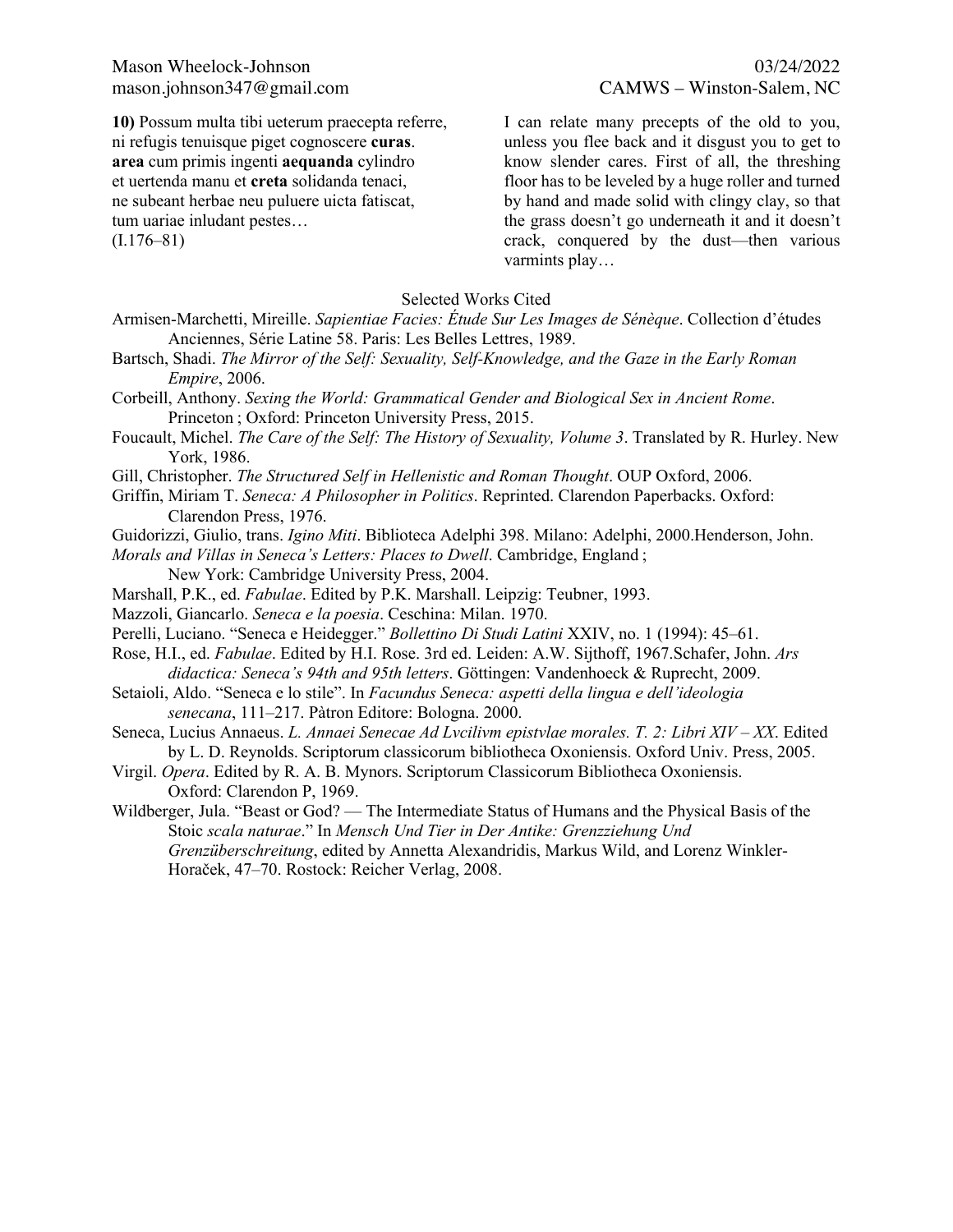**10)** Possum multa tibi ueterum praecepta referre,
ni refugis tenuisque piget cognoscere **curas**.
**area** cum primis ingenti **aequanda** cylindro
et uertenda manu et **creta** solidanda tenaci,
ne subeant herbae neu puluere uicta fatiscat,
tum uariae inludant pestes…
(I.176–81)

I can relate many precepts of the old to you, unless you flee back and it disgust you to get to know slender cares. First of all, the threshing floor has to be leveled by a huge roller and turned by hand and made solid with clingy clay, so that the grass doesn't go underneath it and it doesn't crack, conquered by the dust—then various varmints play…

## Selected Works Cited

Armisen-Marchetti, Mireille. *Sapientiae Facies: Étude Sur Les Images de Sénèque*. Collection d'études Anciennes, Série Latine 58. Paris: Les Belles Lettres, 1989.

Bartsch, Shadi. *The Mirror of the Self: Sexuality, Self-Knowledge, and the Gaze in the Early Roman Empire*, 2006.

Corbeill, Anthony. *Sexing the World: Grammatical Gender and Biological Sex in Ancient Rome*. Princeton ; Oxford: Princeton University Press, 2015.

Foucault, Michel. *The Care of the Self: The History of Sexuality, Volume 3*. Translated by R. Hurley. New York, 1986.

Gill, Christopher. *The Structured Self in Hellenistic and Roman Thought*. OUP Oxford, 2006.

Griffin, Miriam T. *Seneca: A Philosopher in Politics*. Reprinted. Clarendon Paperbacks. Oxford: Clarendon Press, 1976.

Guidorizzi, Giulio, trans. *Igino Miti*. Biblioteca Adelphi 398. Milano: Adelphi, 2000.Henderson, John. *Morals and Villas in Seneca's Letters: Places to Dwell*. Cambridge, England ; New York: Cambridge University Press, 2004.

Marshall, P.K., ed. *Fabulae*. Edited by P.K. Marshall. Leipzig: Teubner, 1993.

Mazzoli, Giancarlo. *Seneca e la poesia*. Ceschina: Milan. 1970.

Perelli, Luciano. "Seneca e Heidegger." *Bollettino Di Studi Latini* XXIV, no. 1 (1994): 45–61.

Rose, H.I., ed. *Fabulae*. Edited by H.I. Rose. 3rd ed. Leiden: A.W. Sijthoff, 1967.Schafer, John. *Ars didactica: Seneca's 94th and 95th letters*. Göttingen: Vandenhoeck & Ruprecht, 2009.

Setaioli, Aldo. "Seneca e lo stile". In *Facundus Seneca: aspetti della lingua e dell'ideologia senecana*, 111–217. Pàtron Editore: Bologna. 2000.

Seneca, Lucius Annaeus. *L. Annaei Senecae Ad Lvcilivm epistvlae morales. T. 2: Libri XIV – XX*. Edited by L. D. Reynolds. Scriptorum classicorum bibliotheca Oxoniensis. Oxford Univ. Press, 2005.

Virgil. *Opera*. Edited by R. A. B. Mynors. Scriptorum Classicorum Bibliotheca Oxoniensis. Oxford: Clarendon P, 1969.

Wildberger, Jula. "Beast or God? — The Intermediate Status of Humans and the Physical Basis of the Stoic *scala naturae*." In *Mensch Und Tier in Der Antike: Grenzziehung Und Grenzüberschreitung*, edited by Annetta Alexandridis, Markus Wild, and Lorenz Winkler-Horaček, 47–70. Rostock: Reicher Verlag, 2008.